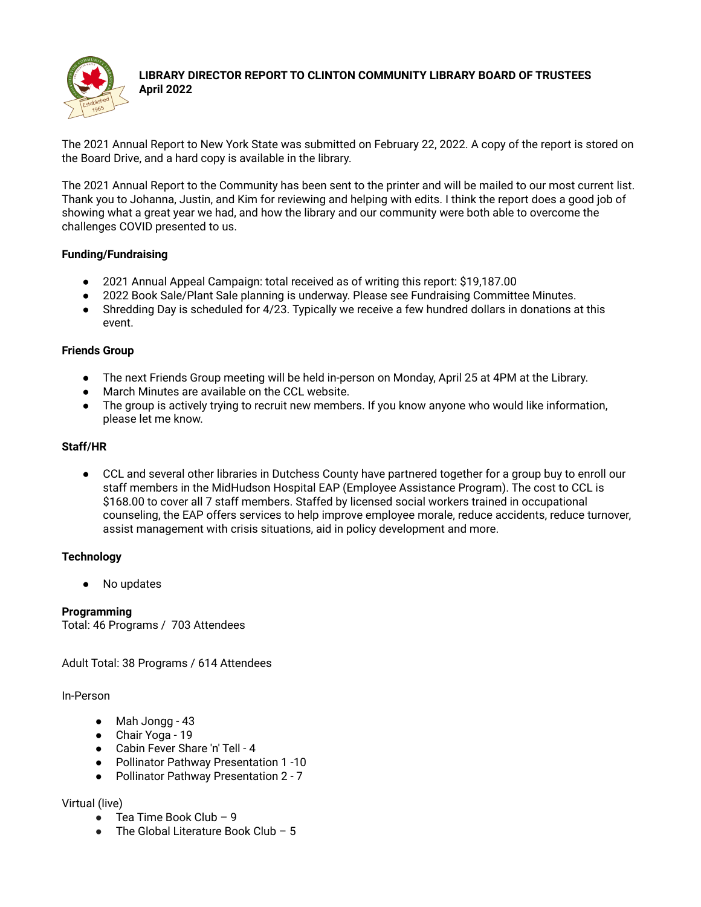# LIBRARY DIRECTOR REPORT TO CLINTON COMMUNITY LIBRARY BOARD OF TRUSTEES
## April 2022

The 2021 Annual Report to New York State was submitted on February 22, 2022. A copy of the report is stored on the Board Drive, and a hard copy is available in the library.

The 2021 Annual Report to the Community has been sent to the printer and will be mailed to our most current list. Thank you to Johanna, Justin, and Kim for reviewing and helping with edits. I think the report does a good job of showing what a great year we had, and how the library and our community were both able to overcome the challenges COVID presented to us.

**Funding/Fundraising**

- 2021 Annual Appeal Campaign: total received as of writing this report: $19,187.00
- 2022 Book Sale/Plant Sale planning is underway. Please see Fundraising Committee Minutes.
- Shredding Day is scheduled for 4/23. Typically we receive a few hundred dollars in donations at this event.

**Friends Group**

- The next Friends Group meeting will be held in-person on Monday, April 25 at 4PM at the Library.
- March Minutes are available on the CCL website.
- The group is actively trying to recruit new members. If you know anyone who would like information, please let me know.

**Staff/HR**

- CCL and several other libraries in Dutchess County have partnered together for a group buy to enroll our staff members in the MidHudson Hospital EAP (Employee Assistance Program). The cost to CCL is $168.00 to cover all 7 staff members. Staffed by licensed social workers trained in occupational counseling, the EAP offers services to help improve employee morale, reduce accidents, reduce turnover, assist management with crisis situations, aid in policy development and more.

**Technology**

- No updates

**Programming**
Total: 46 Programs / 703 Attendees

Adult Total: 38 Programs / 614 Attendees

In-Person

- Mah Jongg - 43
- Chair Yoga - 19
- Cabin Fever Share 'n' Tell - 4
- Pollinator Pathway Presentation 1 -10
- Pollinator Pathway Presentation 2 - 7

Virtual (live)

- Tea Time Book Club – 9
- The Global Literature Book Club – 5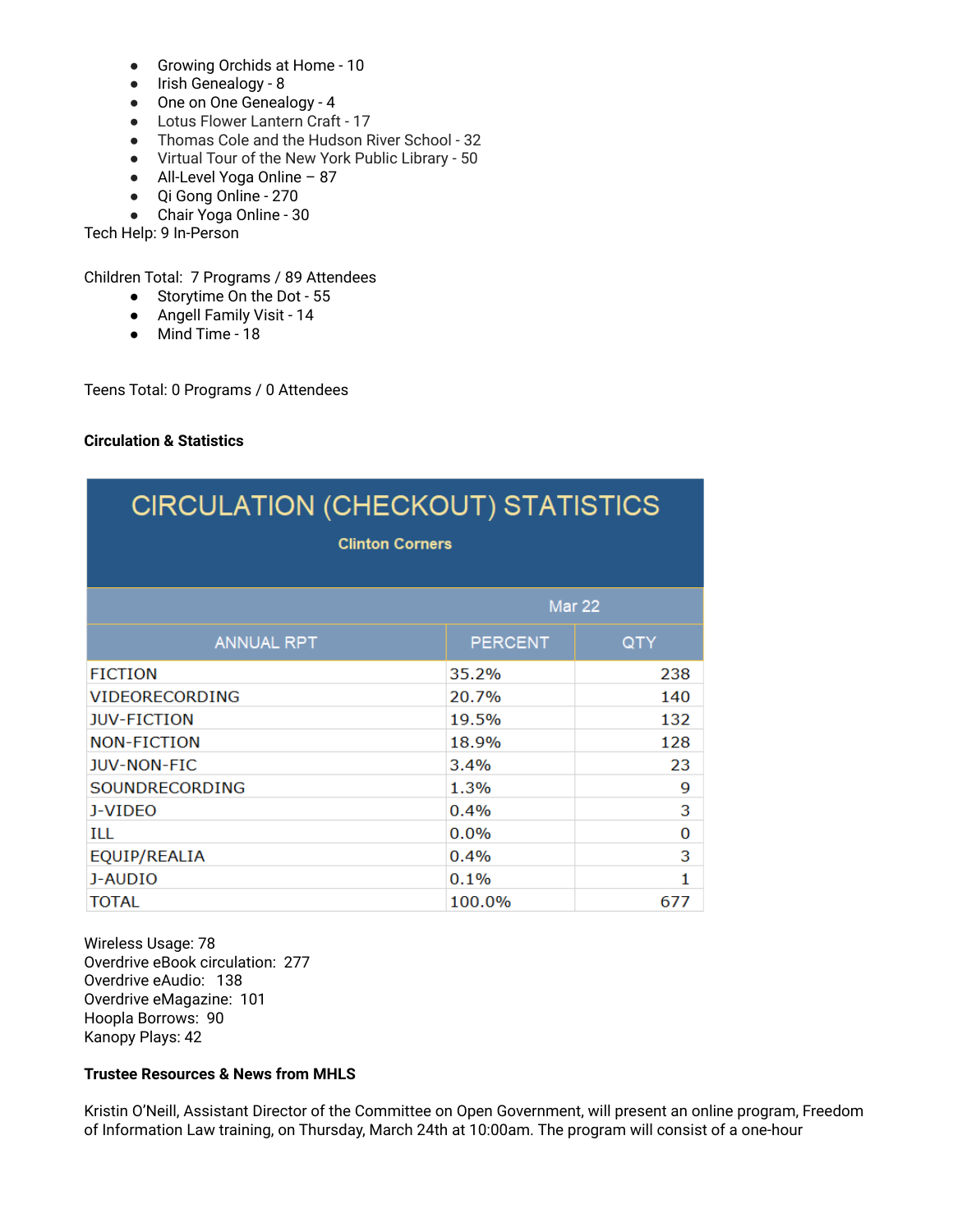- Growing Orchids at Home - 10
- Irish Genealogy - 8
- One on One Genealogy - 4
- Lotus Flower Lantern Craft - 17
- Thomas Cole and the Hudson River School - 32
- Virtual Tour of the New York Public Library - 50
- All-Level Yoga Online – 87
- Qi Gong Online - 270
- Chair Yoga Online - 30

Tech Help: 9 In-Person

Children Total:  7 Programs / 89 Attendees

- Storytime On the Dot - 55
- Angell Family Visit - 14
- Mind Time - 18

Teens Total: 0 Programs / 0 Attendees

**Circulation & Statistics**

| CIRCULATION (CHECKOUT) STATISTICS | | |
|---|---|---|
| Clinton Corners | | |
| | Mar 22 | |
| ANNUAL RPT | PERCENT | QTY |
| FICTION | 35.2% | 238 |
| VIDEORECORDING | 20.7% | 140 |
| JUV-FICTION | 19.5% | 132 |
| NON-FICTION | 18.9% | 128 |
| JUV-NON-FIC | 3.4% | 23 |
| SOUNDRECORDING | 1.3% | 9 |
| J-VIDEO | 0.4% | 3 |
| ILL | 0.0% | 0 |
| EQUIP/REALIA | 0.4% | 3 |
| J-AUDIO | 0.1% | 1 |
| TOTAL | 100.0% | 677 |

Wireless Usage: 78
Overdrive eBook circulation:  277
Overdrive eAudio:   138
Overdrive eMagazine:  101
Hoopla Borrows:  90
Kanopy Plays: 42

**Trustee Resources & News from MHLS**

Kristin O'Neill, Assistant Director of the Committee on Open Government, will present an online program, Freedom of Information Law training, on Thursday, March 24th at 10:00am. The program will consist of a one-hour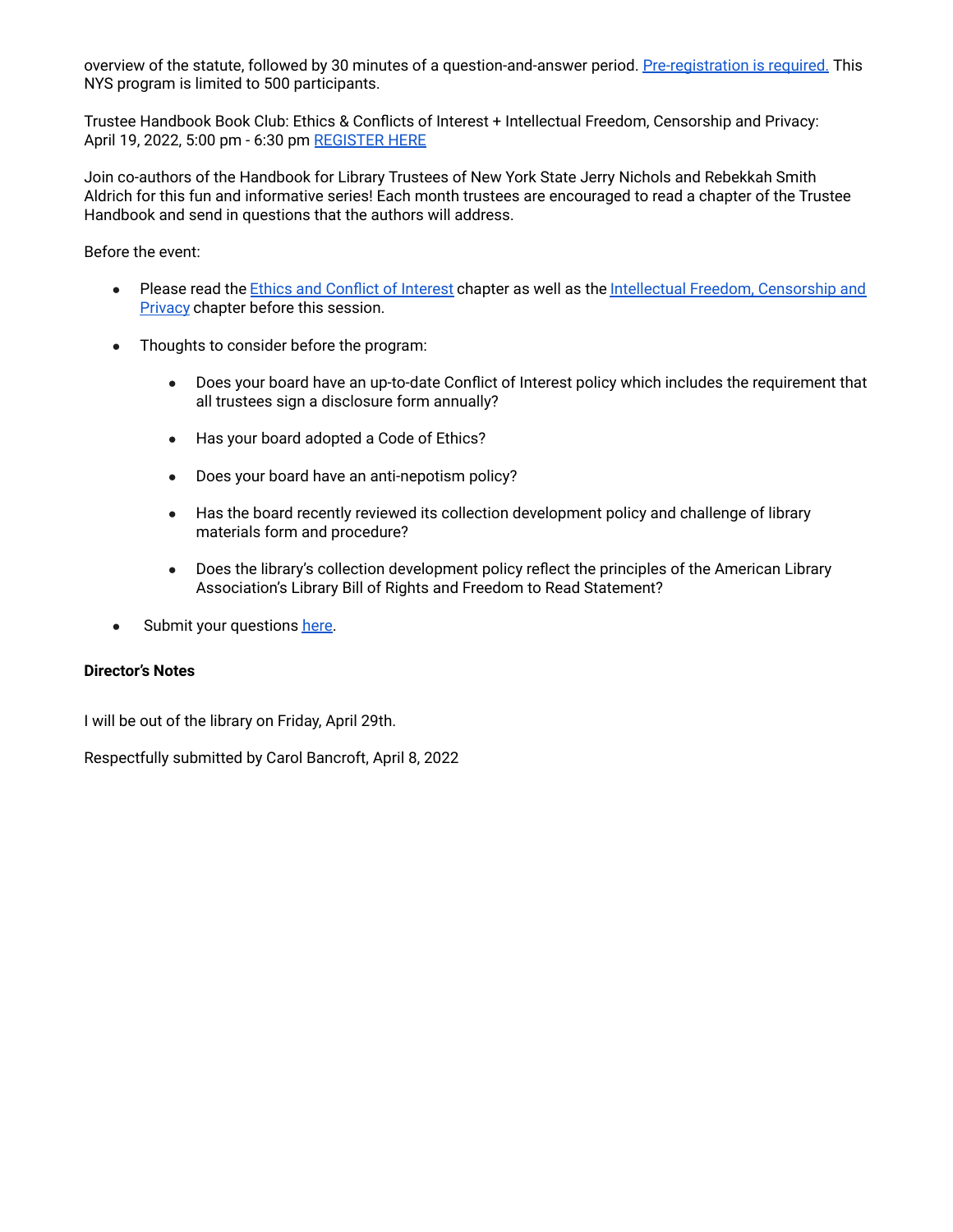overview of the statute, followed by 30 minutes of a question-and-answer period. Pre-registration is required. This NYS program is limited to 500 participants.

Trustee Handbook Book Club: Ethics & Conflicts of Interest + Intellectual Freedom, Censorship and Privacy: April 19, 2022, 5:00 pm - 6:30 pm REGISTER HERE

Join co-authors of the Handbook for Library Trustees of New York State Jerry Nichols and Rebekkah Smith Aldrich for this fun and informative series! Each month trustees are encouraged to read a chapter of the Trustee Handbook and send in questions that the authors will address.

Before the event:

- Please read the Ethics and Conflict of Interest chapter as well as the Intellectual Freedom, Censorship and Privacy chapter before this session.
- Thoughts to consider before the program:
  - Does your board have an up-to-date Conflict of Interest policy which includes the requirement that all trustees sign a disclosure form annually?
  - Has your board adopted a Code of Ethics?
  - Does your board have an anti-nepotism policy?
  - Has the board recently reviewed its collection development policy and challenge of library materials form and procedure?
  - Does the library's collection development policy reflect the principles of the American Library Association's Library Bill of Rights and Freedom to Read Statement?
- Submit your questions here.

**Director's Notes**

I will be out of the library on Friday, April 29th.

Respectfully submitted by Carol Bancroft, April 8, 2022